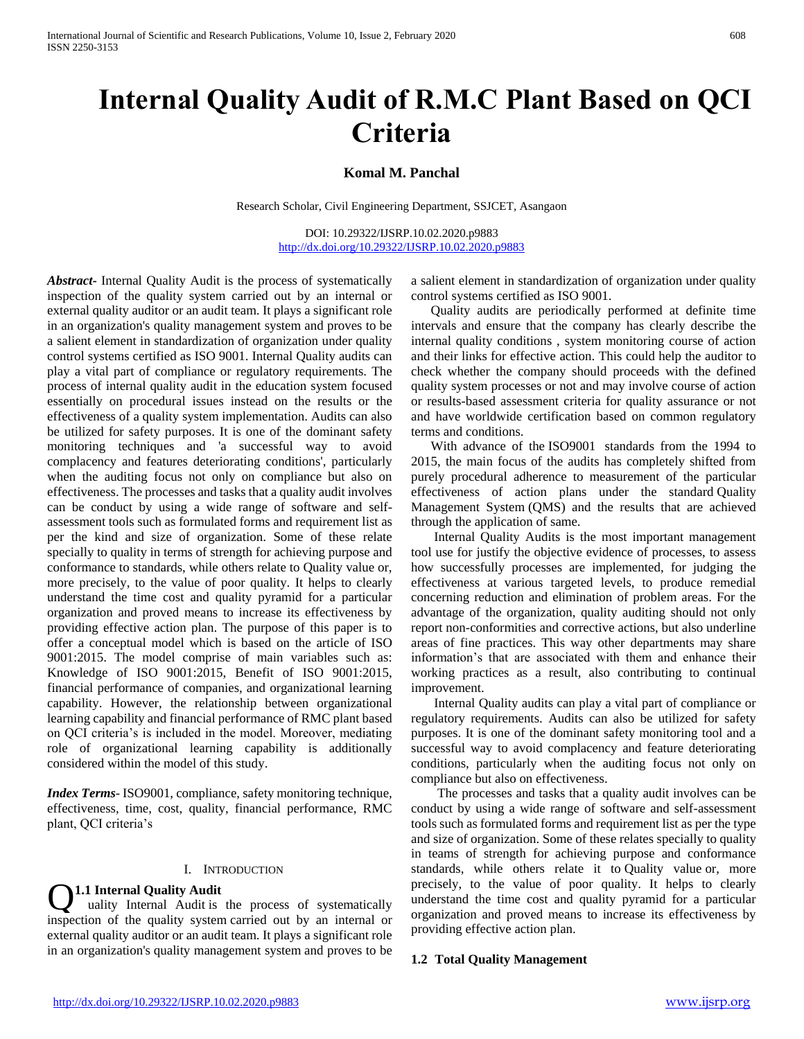# Internal Quality Audit of R.M.C Plant Based on QCI Criteria

**Komal M. Panchal**

Research Scholar, Civil Engineering Department, SSJCET, Asangaon

DOI: 10.29322/IJSRP.10.02.2020.p9883
http://dx.doi.org/10.29322/IJSRP.10.02.2020.p9883

***Abstract***- Internal Quality Audit is the process of systematically inspection of the quality system carried out by an internal or external quality auditor or an audit team. It plays a significant role in an organization's quality management system and proves to be a salient element in standardization of organization under quality control systems certified as ISO 9001. Internal Quality audits can play a vital part of compliance or regulatory requirements. The process of internal quality audit in the education system focused essentially on procedural issues instead on the results or the effectiveness of a quality system implementation. Audits can also be utilized for safety purposes. It is one of the dominant safety monitoring techniques and 'a successful way to avoid complacency and features deteriorating conditions', particularly when the auditing focus not only on compliance but also on effectiveness. The processes and tasks that a quality audit involves can be conduct by using a wide range of software and self-assessment tools such as formulated forms and requirement list as per the kind and size of organization. Some of these relate specially to quality in terms of strength for achieving purpose and conformance to standards, while others relate to Quality value or, more precisely, to the value of poor quality. It helps to clearly understand the time cost and quality pyramid for a particular organization and proved means to increase its effectiveness by providing effective action plan. The purpose of this paper is to offer a conceptual model which is based on the article of ISO 9001:2015. The model comprise of main variables such as: Knowledge of ISO 9001:2015, Benefit of ISO 9001:2015, financial performance of companies, and organizational learning capability. However, the relationship between organizational learning capability and financial performance of RMC plant based on QCI criteria's is included in the model. Moreover, mediating role of organizational learning capability is additionally considered within the model of this study.

***Index Terms***- ISO9001, compliance, safety monitoring technique, effectiveness, time, cost, quality, financial performance, RMC plant, QCI criteria's

## I. Introduction

### 1.1 Internal Quality Audit

Quality Internal Audit is the process of systematically inspection of the quality system carried out by an internal or external quality auditor or an audit team. It plays a significant role in an organization's quality management system and proves to be a salient element in standardization of organization under quality control systems certified as ISO 9001.

Quality audits are periodically performed at definite time intervals and ensure that the company has clearly describe the internal quality conditions , system monitoring course of action and their links for effective action. This could help the auditor to check whether the company should proceeds with the defined quality system processes or not and may involve course of action or results-based assessment criteria for quality assurance or not and have worldwide certification based on common regulatory terms and conditions.

With advance of the ISO9001 standards from the 1994 to 2015, the main focus of the audits has completely shifted from purely procedural adherence to measurement of the particular effectiveness of action plans under the standard Quality Management System (QMS) and the results that are achieved through the application of same.

Internal Quality Audits is the most important management tool use for justify the objective evidence of processes, to assess how successfully processes are implemented, for judging the effectiveness at various targeted levels, to produce remedial concerning reduction and elimination of problem areas. For the advantage of the organization, quality auditing should not only report non-conformities and corrective actions, but also underline areas of fine practices. This way other departments may share information's that are associated with them and enhance their working practices as a result, also contributing to continual improvement.

Internal Quality audits can play a vital part of compliance or regulatory requirements. Audits can also be utilized for safety purposes. It is one of the dominant safety monitoring tool and a successful way to avoid complacency and feature deteriorating conditions, particularly when the auditing focus not only on compliance but also on effectiveness.

The processes and tasks that a quality audit involves can be conduct by using a wide range of software and self-assessment tools such as formulated forms and requirement list as per the type and size of organization. Some of these relates specially to quality in teams of strength for achieving purpose and conformance standards, while others relate it to Quality value or, more precisely, to the value of poor quality. It helps to clearly understand the time cost and quality pyramid for a particular organization and proved means to increase its effectiveness by providing effective action plan.

### 1.2 Total Quality Management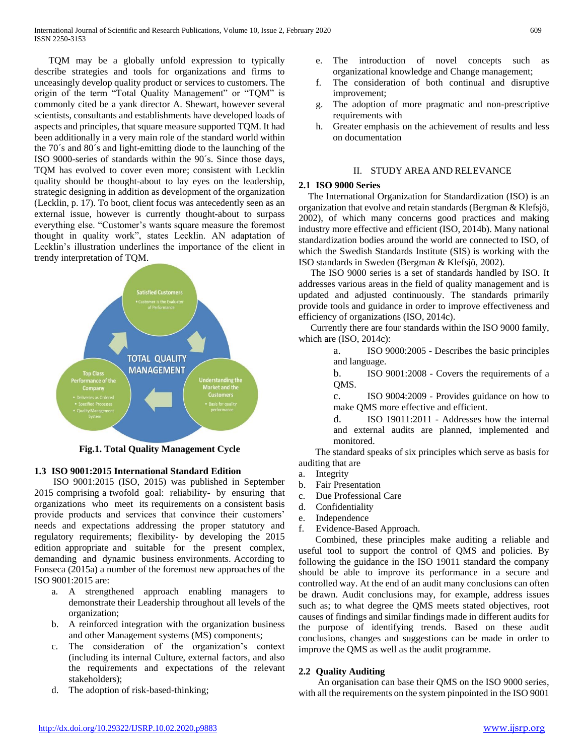TQM may be a globally unfold expression to typically describe strategies and tools for organizations and firms to unceasingly develop quality product or services to customers. The origin of the term "Total Quality Management" or "TQM" is commonly cited be a yank director A. Shewart, however several scientists, consultants and establishments have developed loads of aspects and principles, that square measure supported TQM. It had been additionally in a very main role of the standard world within the 70´s and 80´s and light-emitting diode to the launching of the ISO 9000-series of standards within the 90´s. Since those days, TQM has evolved to cover even more; consistent with Lecklin quality should be thought-about to lay eyes on the leadership, strategic designing in addition as development of the organization (Lecklin, p. 17). To boot, client focus was antecedently seen as an external issue, however is currently thought-about to surpass everything else. "Customer's wants square measure the foremost thought in quality work", states Lecklin. AN adaptation of Lecklin's illustration underlines the importance of the client in trendy interpretation of TQM.

**Fig.1. Total Quality Management Cycle**

### 1.3 ISO 9001:2015 International Standard Edition

ISO 9001:2015 (ISO, 2015) was published in September 2015 comprising a twofold goal: reliability- by ensuring that organizations who meet its requirements on a consistent basis provide products and services that convince their customers' needs and expectations addressing the proper statutory and regulatory requirements; flexibility- by developing the 2015 edition appropriate and suitable for the present complex, demanding and dynamic business environments. According to Fonseca (2015a) a number of the foremost new approaches of the ISO 9001:2015 are:

a. A strengthened approach enabling managers to demonstrate their Leadership throughout all levels of the organization;
b. A reinforced integration with the organization business and other Management systems (MS) components;
c. The consideration of the organization's context (including its internal Culture, external factors, and also the requirements and expectations of the relevant stakeholders);
d. The adoption of risk-based-thinking;
e. The introduction of novel concepts such as organizational knowledge and Change management;
f. The consideration of both continual and disruptive improvement;
g. The adoption of more pragmatic and non-prescriptive requirements with
h. Greater emphasis on the achievement of results and less on documentation

## II. STUDY AREA AND RELEVANCE

### 2.1 ISO 9000 Series

The International Organization for Standardization (ISO) is an organization that evolve and retain standards (Bergman & Klefsjö, 2002), of which many concerns good practices and making industry more effective and efficient (ISO, 2014b). Many national standardization bodies around the world are connected to ISO, of which the Swedish Standards Institute (SIS) is working with the ISO standards in Sweden (Bergman & Klefsjö, 2002).

The ISO 9000 series is a set of standards handled by ISO. It addresses various areas in the field of quality management and is updated and adjusted continuously. The standards primarily provide tools and guidance in order to improve effectiveness and efficiency of organizations (ISO, 2014c).

Currently there are four standards within the ISO 9000 family, which are (ISO, 2014c):

a. ISO 9000:2005 - Describes the basic principles and language.
b. ISO 9001:2008 - Covers the requirements of a QMS.
c. ISO 9004:2009 - Provides guidance on how to make QMS more effective and efficient.
d. ISO 19011:2011 - Addresses how the internal and external audits are planned, implemented and monitored.

The standard speaks of six principles which serve as basis for auditing that are

a. Integrity
b. Fair Presentation
c. Due Professional Care
d. Confidentiality
e. Independence
f. Evidence-Based Approach.

Combined, these principles make auditing a reliable and useful tool to support the control of QMS and policies. By following the guidance in the ISO 19011 standard the company should be able to improve its performance in a secure and controlled way. At the end of an audit many conclusions can often be drawn. Audit conclusions may, for example, address issues such as; to what degree the QMS meets stated objectives, root causes of findings and similar findings made in different audits for the purpose of identifying trends. Based on these audit conclusions, changes and suggestions can be made in order to improve the QMS as well as the audit programme.

### 2.2 Quality Auditing

An organisation can base their QMS on the ISO 9000 series, with all the requirements on the system pinpointed in the ISO 9001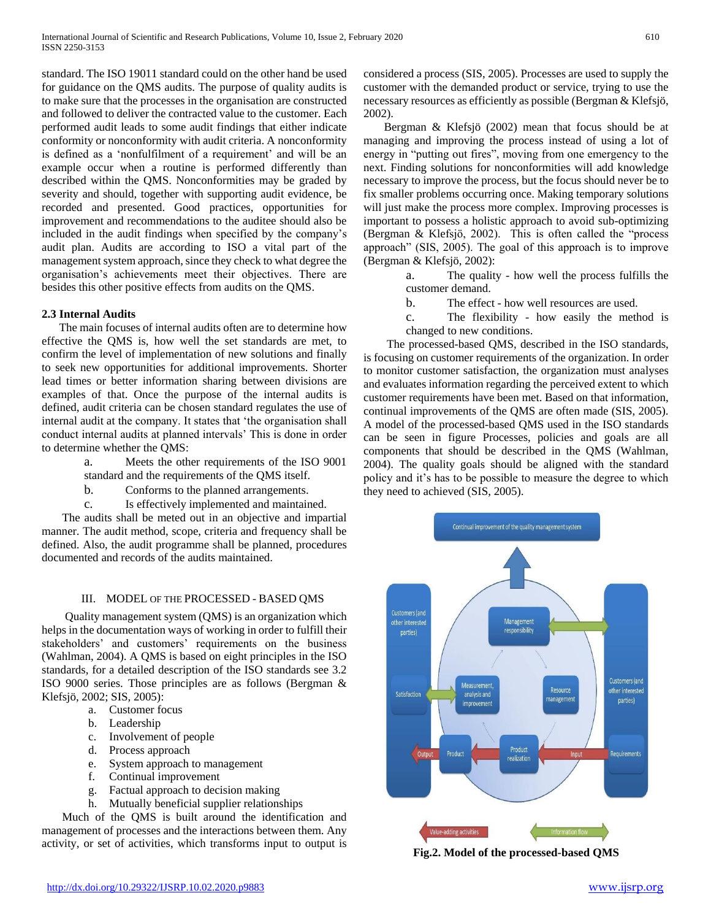standard. The ISO 19011 standard could on the other hand be used for guidance on the QMS audits. The purpose of quality audits is to make sure that the processes in the organisation are constructed and followed to deliver the contracted value to the customer. Each performed audit leads to some audit findings that either indicate conformity or nonconformity with audit criteria. A nonconformity is defined as a 'nonfulfilment of a requirement' and will be an example occur when a routine is performed differently than described within the QMS. Nonconformities may be graded by severity and should, together with supporting audit evidence, be recorded and presented. Good practices, opportunities for improvement and recommendations to the auditee should also be included in the audit findings when specified by the company's audit plan. Audits are according to ISO a vital part of the management system approach, since they check to what degree the organisation's achievements meet their objectives. There are besides this other positive effects from audits on the QMS.

### 2.3 Internal Audits

The main focuses of internal audits often are to determine how effective the QMS is, how well the set standards are met, to confirm the level of implementation of new solutions and finally to seek new opportunities for additional improvements. Shorter lead times or better information sharing between divisions are examples of that. Once the purpose of the internal audits is defined, audit criteria can be chosen standard regulates the use of internal audit at the company. It states that 'the organisation shall conduct internal audits at planned intervals' This is done in order to determine whether the QMS:

a. Meets the other requirements of the ISO 9001 standard and the requirements of the QMS itself.

b. Conforms to the planned arrangements.

c. Is effectively implemented and maintained.

The audits shall be meted out in an objective and impartial manner. The audit method, scope, criteria and frequency shall be defined. Also, the audit programme shall be planned, procedures documented and records of the audits maintained.

## III. MODEL OF THE PROCESSED - BASED QMS

Quality management system (QMS) is an organization which helps in the documentation ways of working in order to fulfill their stakeholders' and customers' requirements on the business (Wahlman, 2004). A QMS is based on eight principles in the ISO standards, for a detailed description of the ISO standards see 3.2 ISO 9000 series. Those principles are as follows (Bergman & Klefsjö, 2002; SIS, 2005):

a. Customer focus
b. Leadership
c. Involvement of people
d. Process approach
e. System approach to management
f. Continual improvement
g. Factual approach to decision making
h. Mutually beneficial supplier relationships

Much of the QMS is built around the identification and management of processes and the interactions between them. Any activity, or set of activities, which transforms input to output is considered a process (SIS, 2005). Processes are used to supply the customer with the demanded product or service, trying to use the necessary resources as efficiently as possible (Bergman & Klefsjö, 2002).

Bergman & Klefsjö (2002) mean that focus should be at managing and improving the process instead of using a lot of energy in "putting out fires", moving from one emergency to the next. Finding solutions for nonconformities will add knowledge necessary to improve the process, but the focus should never be to fix smaller problems occurring once. Making temporary solutions will just make the process more complex. Improving processes is important to possess a holistic approach to avoid sub-optimizing (Bergman & Klefsjö, 2002). This is often called the "process approach" (SIS, 2005). The goal of this approach is to improve (Bergman & Klefsjö, 2002):

a. The quality - how well the process fulfills the customer demand.

b. The effect - how well resources are used.

c. The flexibility - how easily the method is changed to new conditions.

The processed-based QMS, described in the ISO standards, is focusing on customer requirements of the organization. In order to monitor customer satisfaction, the organization must analyses and evaluates information regarding the perceived extent to which customer requirements have been met. Based on that information, continual improvements of the QMS are often made (SIS, 2005). A model of the processed-based QMS used in the ISO standards can be seen in figure Processes, policies and goals are all components that should be described in the QMS (Wahlman, 2004). The quality goals should be aligned with the standard policy and it's has to be possible to measure the degree to which they need to achieved (SIS, 2005).

**Fig.2. Model of the processed-based QMS**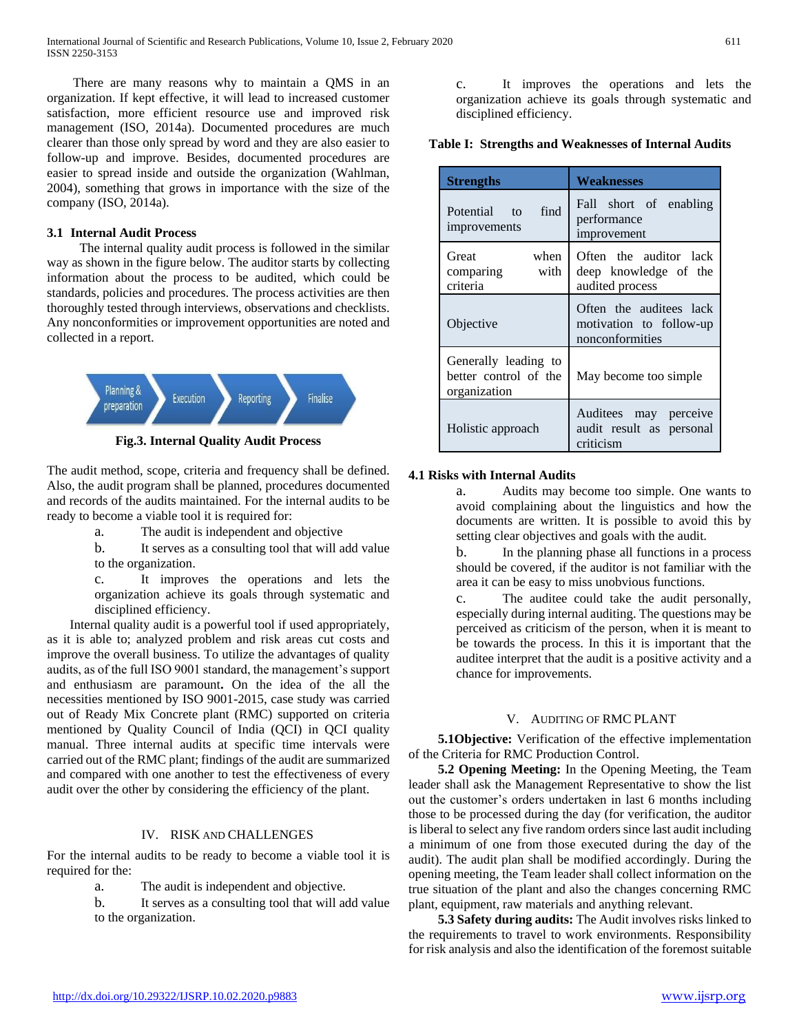There are many reasons why to maintain a QMS in an organization. If kept effective, it will lead to increased customer satisfaction, more efficient resource use and improved risk management (ISO, 2014a). Documented procedures are much clearer than those only spread by word and they are also easier to follow-up and improve. Besides, documented procedures are easier to spread inside and outside the organization (Wahlman, 2004), something that grows in importance with the size of the company (ISO, 2014a).

### 3.1 Internal Audit Process

The internal quality audit process is followed in the similar way as shown in the figure below. The auditor starts by collecting information about the process to be audited, which could be standards, policies and procedures. The process activities are then thoroughly tested through interviews, observations and checklists. Any nonconformities or improvement opportunities are noted and collected in a report.

Planning & preparation → Execution → Reporting → Finalise

**Fig.3. Internal Quality Audit Process**

The audit method, scope, criteria and frequency shall be defined. Also, the audit program shall be planned, procedures documented and records of the audits maintained. For the internal audits to be ready to become a viable tool it is required for:

a. The audit is independent and objective

b. It serves as a consulting tool that will add value to the organization.

c. It improves the operations and lets the organization achieve its goals through systematic and disciplined efficiency.

Internal quality audit is a powerful tool if used appropriately, as it is able to; analyzed problem and risk areas cut costs and improve the overall business. To utilize the advantages of quality audits, as of the full ISO 9001 standard, the management's support and enthusiasm are paramount**.** On the idea of the all the necessities mentioned by ISO 9001-2015, case study was carried out of Ready Mix Concrete plant (RMC) supported on criteria mentioned by Quality Council of India (QCI) in QCI quality manual. Three internal audits at specific time intervals were carried out of the RMC plant; findings of the audit are summarized and compared with one another to test the effectiveness of every audit over the other by considering the efficiency of the plant.

## IV. RISK AND CHALLENGES

For the internal audits to be ready to become a viable tool it is required for the:

a. The audit is independent and objective.

b. It serves as a consulting tool that will add value to the organization.

c. It improves the operations and lets the organization achieve its goals through systematic and disciplined efficiency.

**Table I: Strengths and Weaknesses of Internal Audits**

| Strengths | Weaknesses |
|---|---|
| Potential to find improvements | Fall short of enabling performance improvement |
| Great when comparing with criteria | Often the auditor lack deep knowledge of the audited process |
| Objective | Often the auditees lack motivation to follow-up nonconformities |
| Generally leading to better control of the organization | May become too simple |
| Holistic approach | Auditees may perceive audit result as personal criticism |

### 4.1 Risks with Internal Audits

a. Audits may become too simple. One wants to avoid complaining about the linguistics and how the documents are written. It is possible to avoid this by setting clear objectives and goals with the audit.

b. In the planning phase all functions in a process should be covered, if the auditor is not familiar with the area it can be easy to miss unobvious functions.

c. The auditee could take the audit personally, especially during internal auditing. The questions may be perceived as criticism of the person, when it is meant to be towards the process. In this it is important that the auditee interpret that the audit is a positive activity and a chance for improvements.

## V. AUDITING OF RMC PLANT

**5.1Objective:** Verification of the effective implementation of the Criteria for RMC Production Control.

**5.2 Opening Meeting:** In the Opening Meeting, the Team leader shall ask the Management Representative to show the list out the customer's orders undertaken in last 6 months including those to be processed during the day (for verification, the auditor is liberal to select any five random orders since last audit including a minimum of one from those executed during the day of the audit). The audit plan shall be modified accordingly. During the opening meeting, the Team leader shall collect information on the true situation of the plant and also the changes concerning RMC plant, equipment, raw materials and anything relevant.

**5.3 Safety during audits:** The Audit involves risks linked to the requirements to travel to work environments. Responsibility for risk analysis and also the identification of the foremost suitable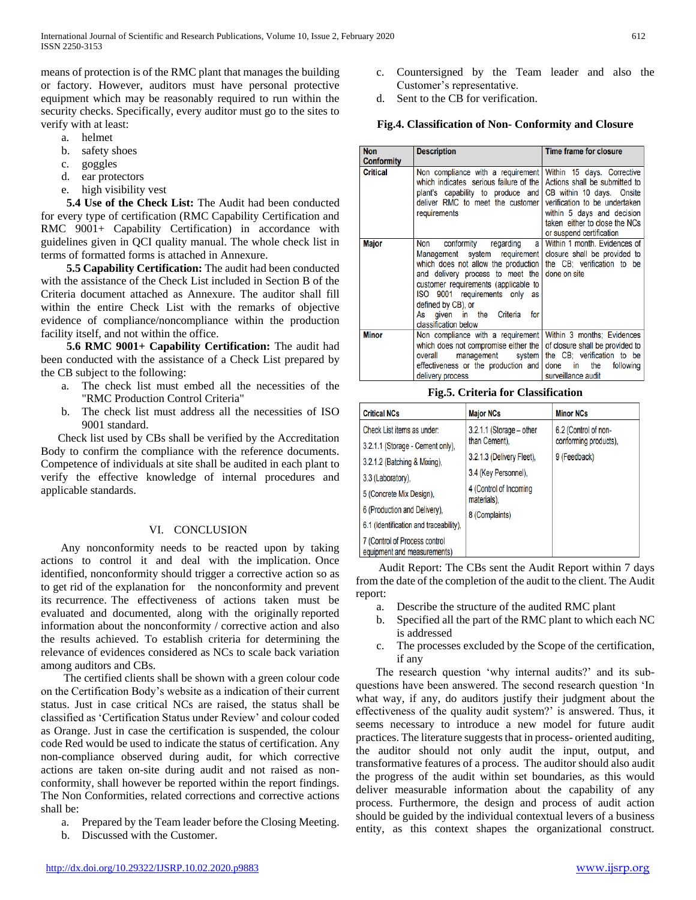means of protection is of the RMC plant that manages the building or factory. However, auditors must have personal protective equipment which may be reasonably required to run within the security checks. Specifically, every auditor must go to the sites to verify with at least:

a. helmet
b. safety shoes
c. goggles
d. ear protectors
e. high visibility vest

**5.4 Use of the Check List:** The Audit had been conducted for every type of certification (RMC Capability Certification and RMC 9001+ Capability Certification) in accordance with guidelines given in QCI quality manual. The whole check list in terms of formatted forms is attached in Annexure.

**5.5 Capability Certification:** The audit had been conducted with the assistance of the Check List included in Section B of the Criteria document attached as Annexure. The auditor shall fill within the entire Check List with the remarks of objective evidence of compliance/noncompliance within the production facility itself, and not within the office.

**5.6 RMC 9001+ Capability Certification:** The audit had been conducted with the assistance of a Check List prepared by the CB subject to the following:

a. The check list must embed all the necessities of the "RMC Production Control Criteria"
b. The check list must address all the necessities of ISO 9001 standard.

Check list used by CBs shall be verified by the Accreditation Body to confirm the compliance with the reference documents. Competence of individuals at site shall be audited in each plant to verify the effective knowledge of internal procedures and applicable standards.

## VI. CONCLUSION

Any nonconformity needs to be reacted upon by taking actions to control it and deal with the implication. Once identified, nonconformity should trigger a corrective action so as to get rid of the explanation for the nonconformity and prevent its recurrence. The effectiveness of actions taken must be evaluated and documented, along with the originally reported information about the nonconformity / corrective action and also the results achieved. To establish criteria for determining the relevance of evidences considered as NCs to scale back variation among auditors and CBs.

The certified clients shall be shown with a green colour code on the Certification Body's website as a indication of their current status. Just in case critical NCs are raised, the status shall be classified as 'Certification Status under Review' and colour coded as Orange. Just in case the certification is suspended, the colour code Red would be used to indicate the status of certification. Any non-compliance observed during audit, for which corrective actions are taken on-site during audit and not raised as non-conformity, shall however be reported within the report findings. The Non Conformities, related corrections and corrective actions shall be:

a. Prepared by the Team leader before the Closing Meeting.
b. Discussed with the Customer.
c. Countersigned by the Team leader and also the Customer's representative.
d. Sent to the CB for verification.

**Fig.4. Classification of Non- Conformity and Closure**

| Non Conformity | Description | Time frame for closure |
|---|---|---|
| Critical | Non compliance with a requirement which indicates serious failure of the plant's capability to produce and deliver RMC to meet the customer requirements | Within 15 days. Corrective Actions shall be submitted to CB within 10 days. Onsite verification to be undertaken within 5 days and decision taken either to close the NCs or suspend certification |
| Major | Non conformity regarding a Management system requirement which does not allow the production and delivery process to meet the customer requirements (applicable to ISO 9001 requirements only as defined by CB), or As given in the Criteria for classification below | Within 1 month. Evidences of closure shall be provided to the CB; verification to be done on site |
| Minor | Non compliance with a requirement which does not compromise either the overall management system effectiveness or the production and delivery process | Within 3 months; Evidences of closure shall be provided to the CB; verification to be done in the following surveillance audit |

**Fig.5. Criteria for Classification**

| Critical NCs | Major NCs | Minor NCs |
|---|---|---|
| Check List items as under:<br>3.2.1.1 (Storage - Cement only),<br>3.2.1.2 (Batching & Mixing),<br>3.3 (Laboratory),<br>5 (Concrete Mix Design),<br>6 (Production and Delivery),<br>6.1 (Identification and traceability),<br>7 (Control of Process control equipment and measurements) | 3.2.1.1 (Storage – other than Cement),<br>3.2.1.3 (Delivery Fleet),<br>3.4 (Key Personnel),<br>4 (Control of Incoming materials),<br>8 (Complaints) | 6.2 (Control of non-conforming products),<br>9 (Feedback) |

Audit Report: The CBs sent the Audit Report within 7 days from the date of the completion of the audit to the client. The Audit report:

a. Describe the structure of the audited RMC plant
b. Specified all the part of the RMC plant to which each NC is addressed
c. The processes excluded by the Scope of the certification, if any

The research question 'why internal audits?' and its sub-questions have been answered. The second research question 'In what way, if any, do auditors justify their judgment about the effectiveness of the quality audit system?' is answered. Thus, it seems necessary to introduce a new model for future audit practices. The literature suggests that in process- oriented auditing, the auditor should not only audit the input, output, and transformative features of a process. The auditor should also audit the progress of the audit within set boundaries, as this would deliver measurable information about the capability of any process. Furthermore, the design and process of audit action should be guided by the individual contextual levers of a business entity, as this context shapes the organizational construct.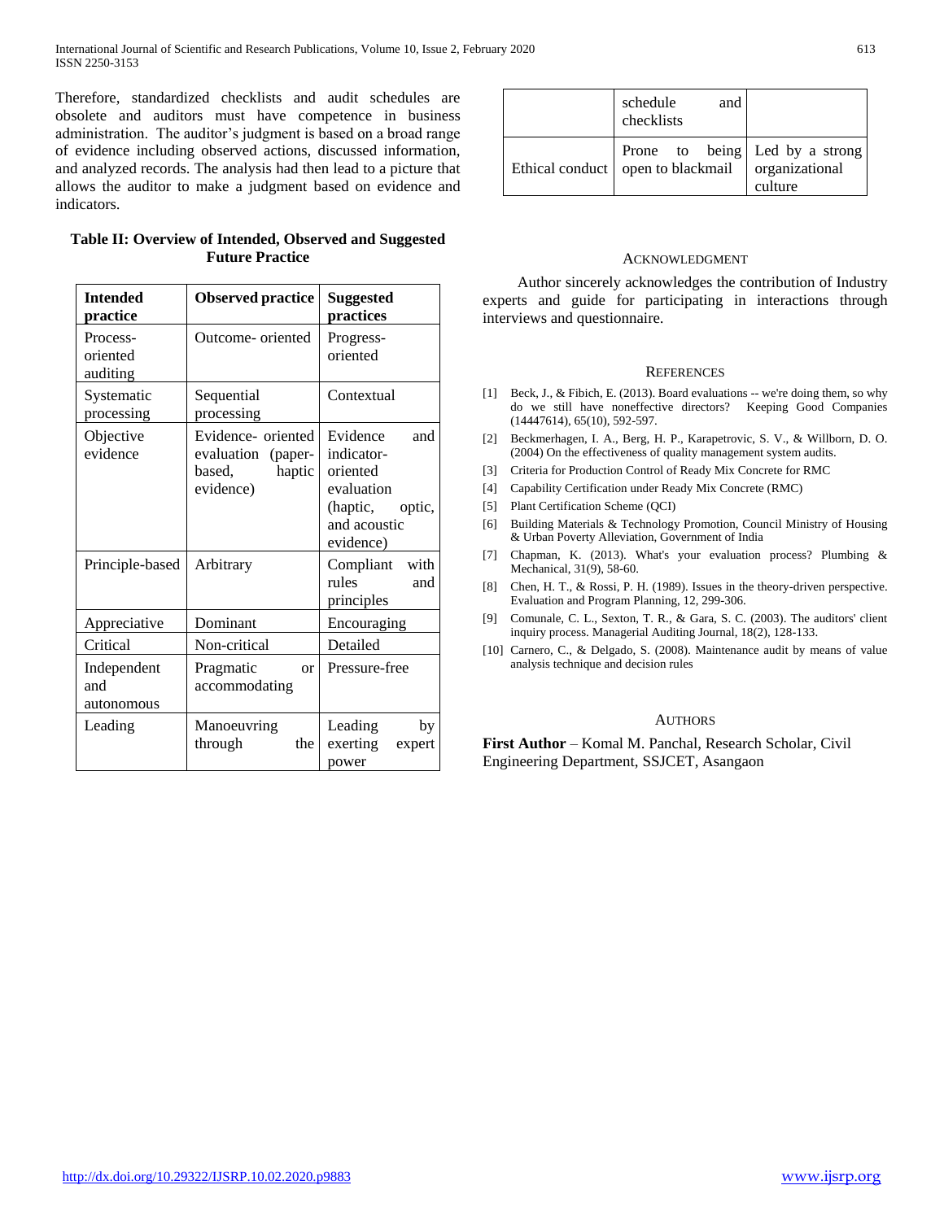Therefore, standardized checklists and audit schedules are obsolete and auditors must have competence in business administration. The auditor's judgment is based on a broad range of evidence including observed actions, discussed information, and analyzed records. The analysis had then lead to a picture that allows the auditor to make a judgment based on evidence and indicators.

**Table II: Overview of Intended, Observed and Suggested Future Practice**

| **Intended practice** | **Observed practice** | **Suggested practices** |
|---|---|---|
| Process-oriented auditing | Outcome- oriented | Progress-oriented |
| Systematic processing | Sequential processing | Contextual |
| Objective evidence | Evidence- oriented evaluation (paper-based, haptic evidence) | Evidence and indicator-oriented evaluation (haptic, optic, and acoustic evidence) |
| Principle-based | Arbitrary | Compliant with rules and principles |
| Appreciative | Dominant | Encouraging |
| Critical | Non-critical | Detailed |
| Independent and autonomous | Pragmatic or accommodating | Pressure-free |
| Leading | Manoeuvring through the schedule and checklists | Leading by exerting expert power |
| Ethical conduct | Prone to being open to blackmail | Led by a strong organizational culture |

## Acknowledgment

Author sincerely acknowledges the contribution of Industry experts and guide for participating in interactions through interviews and questionnaire.

## References

[1] Beck, J., & Fibich, E. (2013). Board evaluations -- we're doing them, so why do we still have noneffective directors? Keeping Good Companies (14447614), 65(10), 592-597.

[2] Beckmerhagen, I. A., Berg, H. P., Karapetrovic, S. V., & Willborn, D. O. (2004) On the effectiveness of quality management system audits.

[3] Criteria for Production Control of Ready Mix Concrete for RMC

[4] Capability Certification under Ready Mix Concrete (RMC)

[5] Plant Certification Scheme (QCI)

[6] Building Materials & Technology Promotion, Council Ministry of Housing & Urban Poverty Alleviation, Government of India

[7] Chapman, K. (2013). What's your evaluation process? Plumbing & Mechanical, 31(9), 58-60.

[8] Chen, H. T., & Rossi, P. H. (1989). Issues in the theory-driven perspective. Evaluation and Program Planning, 12, 299-306.

[9] Comunale, C. L., Sexton, T. R., & Gara, S. C. (2003). The auditors' client inquiry process. Managerial Auditing Journal, 18(2), 128-133.

[10] Carnero, C., & Delgado, S. (2008). Maintenance audit by means of value analysis technique and decision rules

## Authors

**First Author** – Komal M. Panchal, Research Scholar, Civil Engineering Department, SSJCET, Asangaon